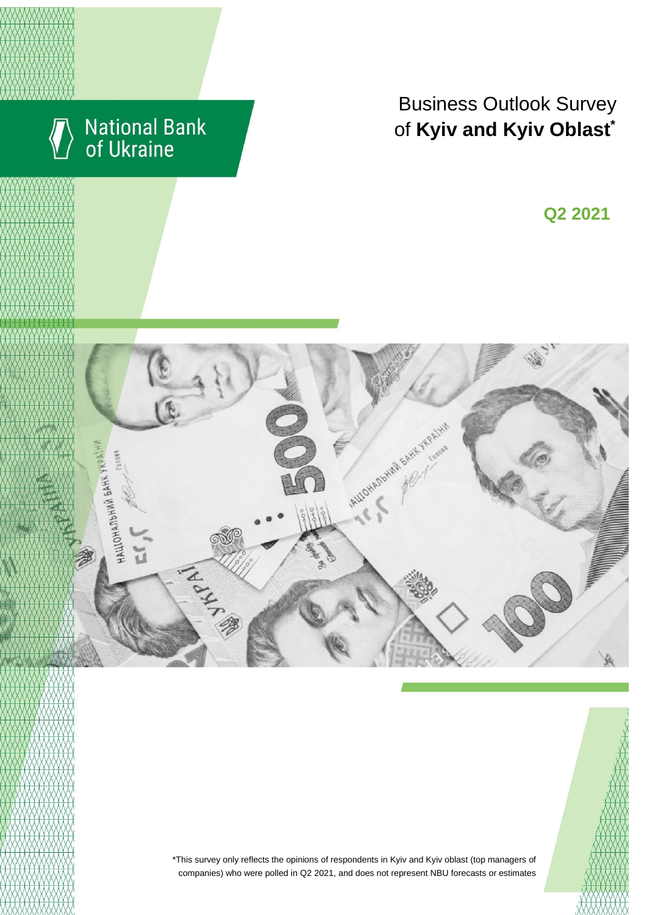National Bank of Ukraine

# Business Outlook Survey of **Kyiv and Kyiv Oblast***

## Q2 2021

*This survey only reflects the opinions of respondents in Kyiv and Kyiv oblast (top managers of companies) who were polled in Q2 2021, and does not represent NBU forecasts or estimates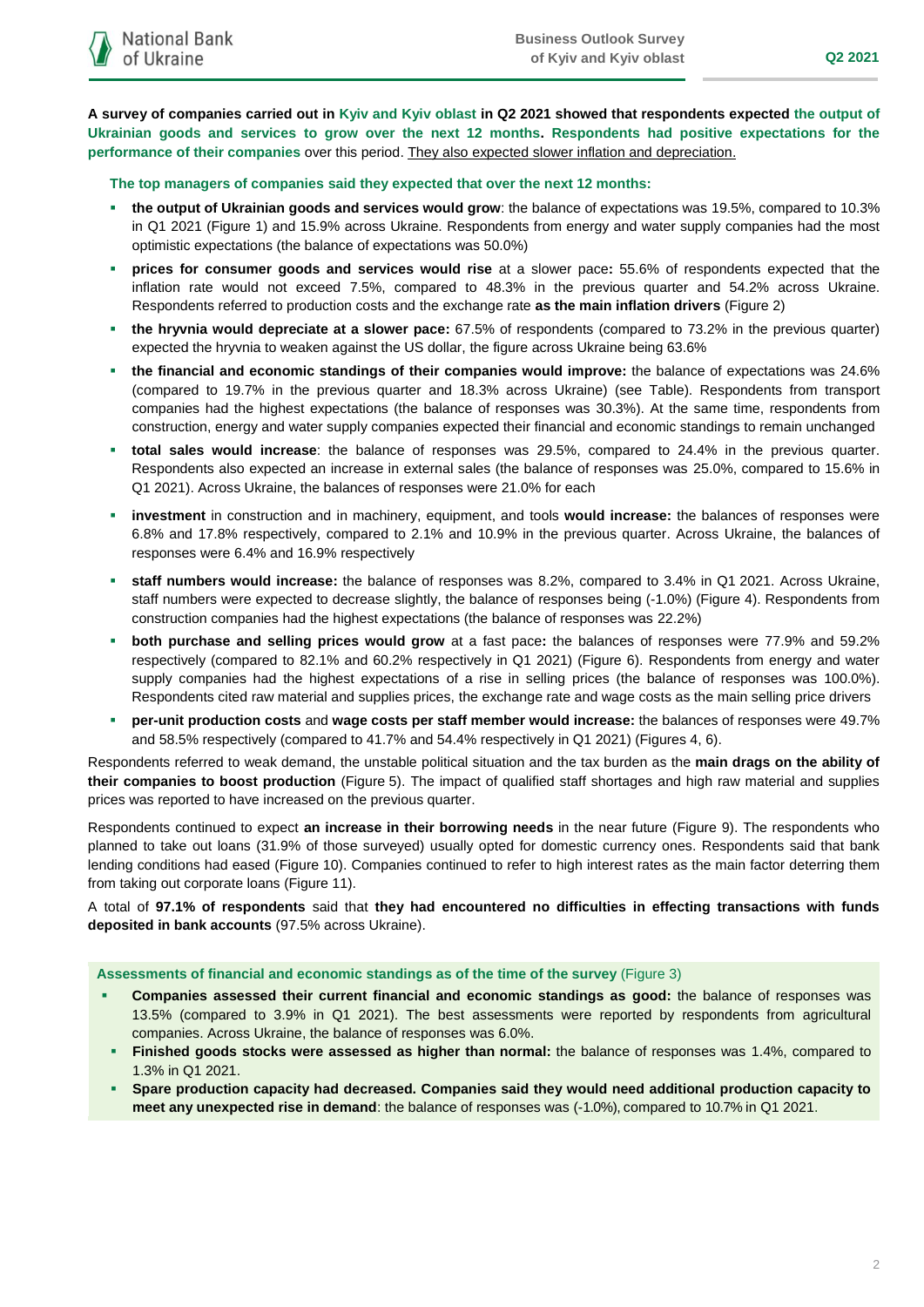**A survey of companies carried out in Kyiv and Kyiv oblast in Q2 2021 showed that respondents expected the output of Ukrainian goods and services to grow over the next 12 months. Respondents had positive expectations for the performance of their companies** over this period. They also expected slower inflation and depreciation.

**The top managers of companies said they expected that over the next 12 months:**

- **the output of Ukrainian goods and services would grow**: the balance of expectations was 19.5%, compared to 10.3% in Q1 2021 (Figure 1) and 15.9% across Ukraine. Respondents from energy and water supply companies had the most optimistic expectations (the balance of expectations was 50.0%)
- **prices for consumer goods and services would rise** at a slower pace**:** 55.6% of respondents expected that the inflation rate would not exceed 7.5%, compared to 48.3% in the previous quarter and 54.2% across Ukraine. Respondents referred to production costs and the exchange rate **as the main inflation drivers** (Figure 2)
- **the hryvnia would depreciate at a slower pace:** 67.5% of respondents (compared to 73.2% in the previous quarter) expected the hryvnia to weaken against the US dollar, the figure across Ukraine being 63.6%
- **the financial and economic standings of their companies would improve:** the balance of expectations was 24.6% (compared to 19.7% in the previous quarter and 18.3% across Ukraine) (see Table). Respondents from transport companies had the highest expectations (the balance of responses was 30.3%). At the same time, respondents from construction, energy and water supply companies expected their financial and economic standings to remain unchanged
- **total sales would increase**: the balance of responses was 29.5%, compared to 24.4% in the previous quarter. Respondents also expected an increase in external sales (the balance of responses was 25.0%, compared to 15.6% in Q1 2021). Across Ukraine, the balances of responses were 21.0% for each
- **investment** in construction and in machinery, equipment, and tools **would increase:** the balances of responses were 6.8% and 17.8% respectively, compared to 2.1% and 10.9% in the previous quarter. Across Ukraine, the balances of responses were 6.4% and 16.9% respectively
- **staff numbers would increase:** the balance of responses was 8.2%, compared to 3.4% in Q1 2021. Across Ukraine, staff numbers were expected to decrease slightly, the balance of responses being (-1.0%) (Figure 4). Respondents from construction companies had the highest expectations (the balance of responses was 22.2%)
- **both purchase and selling prices would grow** at a fast pace**:** the balances of responses were 77.9% and 59.2% respectively (compared to 82.1% and 60.2% respectively in Q1 2021) (Figure 6). Respondents from energy and water supply companies had the highest expectations of a rise in selling prices (the balance of responses was 100.0%). Respondents cited raw material and supplies prices, the exchange rate and wage costs as the main selling price drivers
- **per-unit production costs** and **wage costs per staff member would increase:** the balances of responses were 49.7% and 58.5% respectively (compared to 41.7% and 54.4% respectively in Q1 2021) (Figures 4, 6).

Respondents referred to weak demand, the unstable political situation and the tax burden as the **main drags on the ability of their companies to boost production** (Figure 5). The impact of qualified staff shortages and high raw material and supplies prices was reported to have increased on the previous quarter.

Respondents continued to expect **an increase in their borrowing needs** in the near future (Figure 9). The respondents who planned to take out loans (31.9% of those surveyed) usually opted for domestic currency ones. Respondents said that bank lending conditions had eased (Figure 10). Companies continued to refer to high interest rates as the main factor deterring them from taking out corporate loans (Figure 11).

A total of **97.1% of respondents** said that **they had encountered no difficulties in effecting transactions with funds deposited in bank accounts** (97.5% across Ukraine).

**Assessments of financial and economic standings as of the time of the survey** (Figure 3)

- **Companies assessed their current financial and economic standings as good:** the balance of responses was 13.5% (compared to 3.9% in Q1 2021). The best assessments were reported by respondents from agricultural companies. Across Ukraine, the balance of responses was 6.0%.
- **Finished goods stocks were assessed as higher than normal:** the balance of responses was 1.4%, compared to 1.3% in Q1 2021.
- **Spare production capacity had decreased. Companies said they would need additional production capacity to meet any unexpected rise in demand**: the balance of responses was (-1.0%), compared to 10.7% in Q1 2021.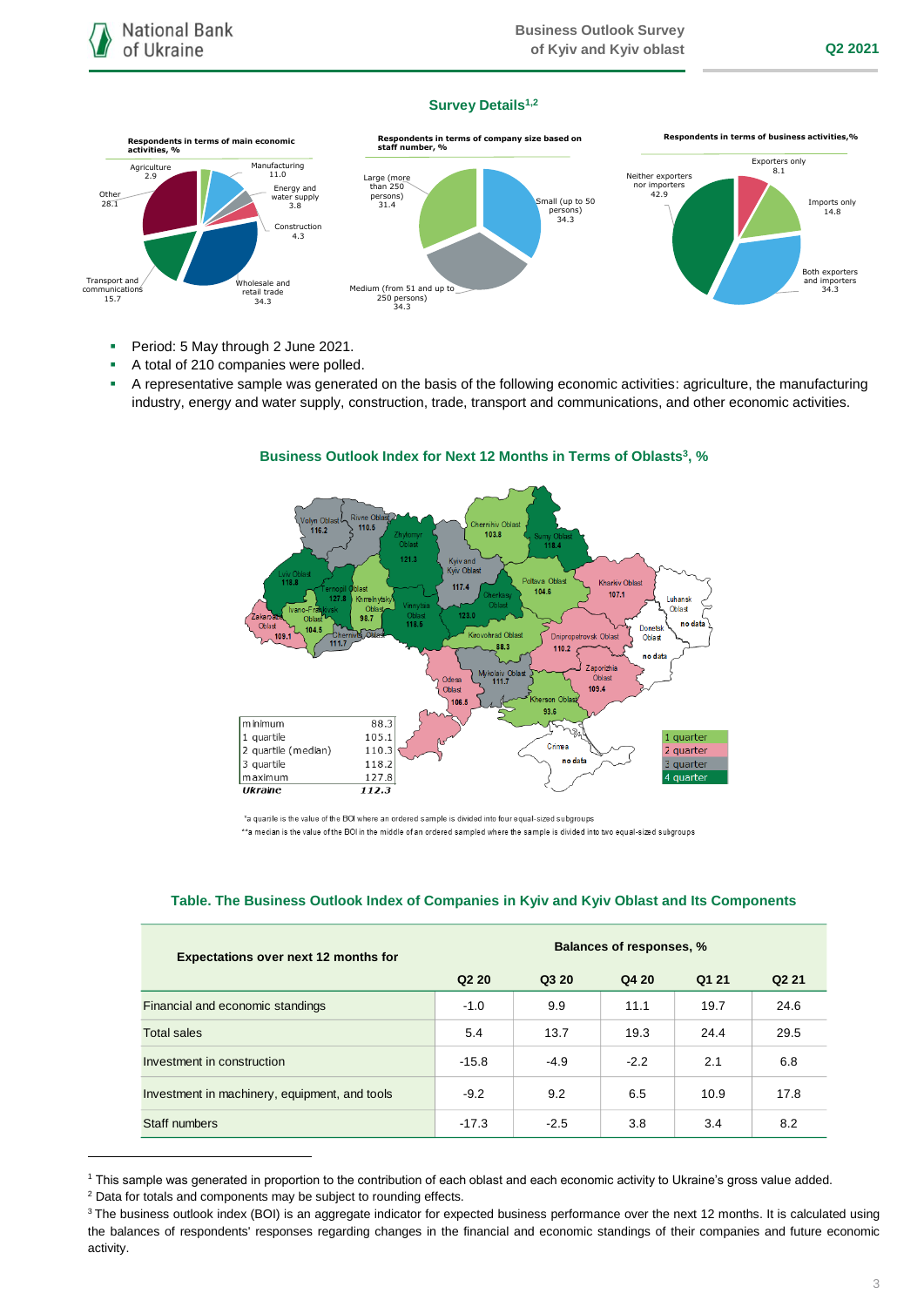## Survey Details[1,2]

**Respondents in terms of main economic activities, %**

| Activity | % |
|---|---|
| Agriculture | 2.9 |
| Manufacturing | 11.0 |
| Energy and water supply | 3.8 |
| Construction | 4.3 |
| Wholesale and retail trade | 34.3 |
| Transport and communications | 15.7 |
| Other | 28.1 |

**Respondents in terms of company size based on staff number, %**

| Size | % |
|---|---|
| Small (up to 50 persons) | 34.3 |
| Medium (from 51 and up to 250 persons) | 34.3 |
| Large (more than 250 persons) | 31.4 |

**Respondents in terms of business activities, %**

| Activity | % |
|---|---|
| Exporters only | 8.1 |
| Imports only | 14.8 |
| Both exporters and importers | 34.3 |
| Neither exporters nor importers | 42.9 |

- Period: 5 May through 2 June 2021.
- A total of 210 companies were polled.
- A representative sample was generated on the basis of the following economic activities: agriculture, the manufacturing industry, energy and water supply, construction, trade, transport and communications, and other economic activities.

## Business Outlook Index for Next 12 Months in Terms of Oblasts[3], %

Volyn Oblast 116.2; Rivne Oblast 110.5; Zhytomyr Oblast 121.3; Chernihiv Oblast 103.8; Sumy Oblast 118.4; Lviv Oblast 118.8; Kyiv and Kyiv Oblast 117.4; Poltava Oblast 104.6; Kharkiv Oblast 107.1; Luhansk Oblast no data; Ternopil Oblast 127.8; Khmelnytskyi Oblast 98.7; Ivano-Frankivsk Oblast 104.5; Zakarpattia Oblast 109.1; Chernivtsi Oblast 111.7; Vinnytsia Oblast 118.6; Cherkasy Oblast 123.0; Kirovohrad Oblast 88.3; Dnipropetrovsk Oblast 110.2; Donetsk Oblast no data; Odesa Oblast 106.5; Mykolaiv Oblast 111.7; Zaporizhia Oblast 109.4; Kherson Oblast 93.6; Crimea no data

| | |
|---|---|
| minimum | 88.3 |
| 1 quartile | 105.1 |
| 2 quartile (median) | 110.3 |
| 3 quartile | 118.2 |
| maximum | 127.8 |
| *Ukraine* | *112.3* |

Legend: 1 quarter; 2 quarter; 3 quarter; 4 quarter

*a quartile is the value of the BOI where an ordered sample is divided into four equal-sized subgroups

**a median is the value of the BOI in the middle of an ordered sampled where the sample is divided into two equal-sized subgroups

## Table. The Business Outlook Index of Companies in Kyiv and Kyiv Oblast and Its Components

| Expectations over next 12 months for | Balances of responses, % | | | | |
|---|---|---|---|---|---|
| | Q2 20 | Q3 20 | Q4 20 | Q1 21 | Q2 21 |
| Financial and economic standings | -1.0 | 9.9 | 11.1 | 19.7 | 24.6 |
| Total sales | 5.4 | 13.7 | 19.3 | 24.4 | 29.5 |
| Investment in construction | -15.8 | -4.9 | -2.2 | 2.1 | 6.8 |
| Investment in machinery, equipment, and tools | -9.2 | 9.2 | 6.5 | 10.9 | 17.8 |
| Staff numbers | -17.3 | -2.5 | 3.8 | 3.4 | 8.2 |

[1] This sample was generated in proportion to the contribution of each oblast and each economic activity to Ukraine's gross value added.

[2] Data for totals and components may be subject to rounding effects.

[3] The business outlook index (BOI) is an aggregate indicator for expected business performance over the next 12 months. It is calculated using the balances of respondents' responses regarding changes in the financial and economic standings of their companies and future economic activity.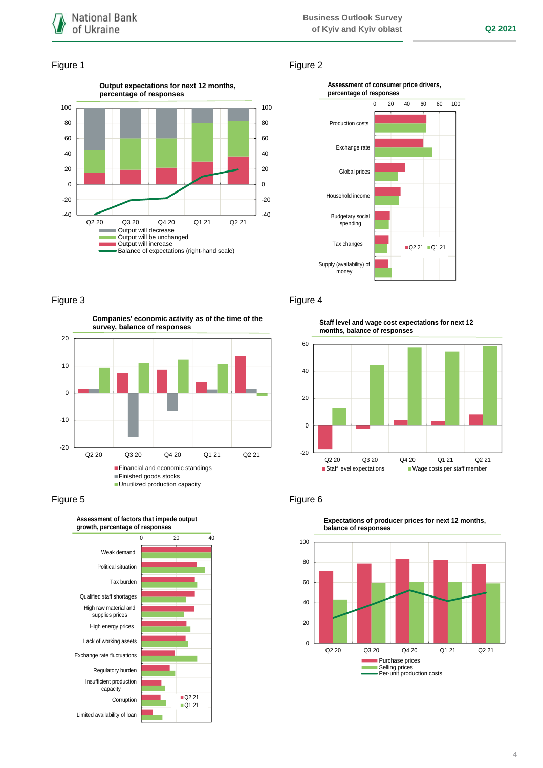## Figure 1

**Output expectations for next 12 months, percentage of responses**

Q2 20, Q3 20, Q4 20, Q1 21, Q2 21

- Output will decrease
- Output will be unchanged
- Output will increase
- Balance of expectations (right-hand scale)

## Figure 2

**Assessment of consumer price drivers, percentage of responses**

Production costs; Exchange rate; Global prices; Household income; Budgetary social spending; Tax changes; Supply (availability) of money

Q2 21 | Q1 21

## Figure 3

**Companies' economic activity as of the time of the survey, balance of responses**

Q2 20, Q3 20, Q4 20, Q1 21, Q2 21

- Financial and economic standings
- Finished goods stocks
- Unutilized production capacity

## Figure 4

**Staff level and wage cost expectations for next 12 months, balance of responses**

Q2 20, Q3 20, Q4 20, Q1 21, Q2 21

- Staff level expectations
- Wage costs per staff member

## Figure 5

**Assessment of factors that impede output growth, percentage of responses**

Weak demand; Political situation; Tax burden; Qualified staff shortages; High raw material and supplies prices; High energy prices; Lack of working assets; Exchange rate fluctuations; Regulatory burden; Insufficient production capacity; Corruption; Limited availability of loan

Q2 21 | Q1 21

## Figure 6

**Expectations of producer prices for next 12 months, balance of responses**

Q2 20, Q3 20, Q4 20, Q1 21, Q2 21

- Purchase prices
- Selling prices
- Per-unit production costs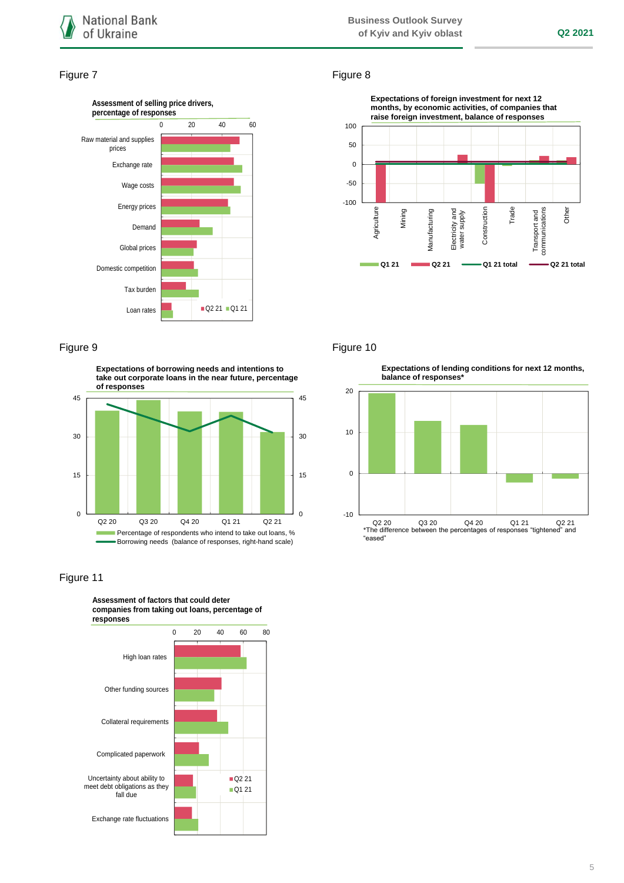## Figure 7

**Assessment of selling price drivers, percentage of responses**

0 20 40 60

Raw material and supplies prices

Exchange rate

Wage costs

Energy prices

Demand

Global prices

Domestic competition

Tax burden

Loan rates

Q2 21 Q1 21

## Figure 8

**Expectations of foreign investment for next 12 months, by economic activities, of companies that raise foreign investment, balance of responses**

100 50 0 -50 -100

Agriculture
Mining
Manufacturing
Electricity and water supply
Construction
Trade
Transport and communications
Other

Q1 21 Q2 21 Q1 21 total Q2 21 total

## Figure 9

**Expectations of borrowing needs and intentions to take out corporate loans in the near future, percentage of responses**

45 30 15 0

Q2 20 Q3 20 Q4 20 Q1 21 Q2 21

Percentage of respondents who intend to take out loans, %

Borrowing needs (balance of responses, right-hand scale)

## Figure 10

**Expectations of lending conditions for next 12 months, balance of responses***

20 10 0 -10

Q2 20 Q3 20 Q4 20 Q1 21 Q2 21

*The difference between the percentages of responses "tightened" and "eased"

## Figure 11

**Assessment of factors that could deter companies from taking out loans, percentage of responses**

0 20 40 60 80

High loan rates

Other funding sources

Collateral requirements

Complicated paperwork

Uncertainty about ability to meet debt obligations as they fall due

Exchange rate fluctuations

Q2 21 Q1 21